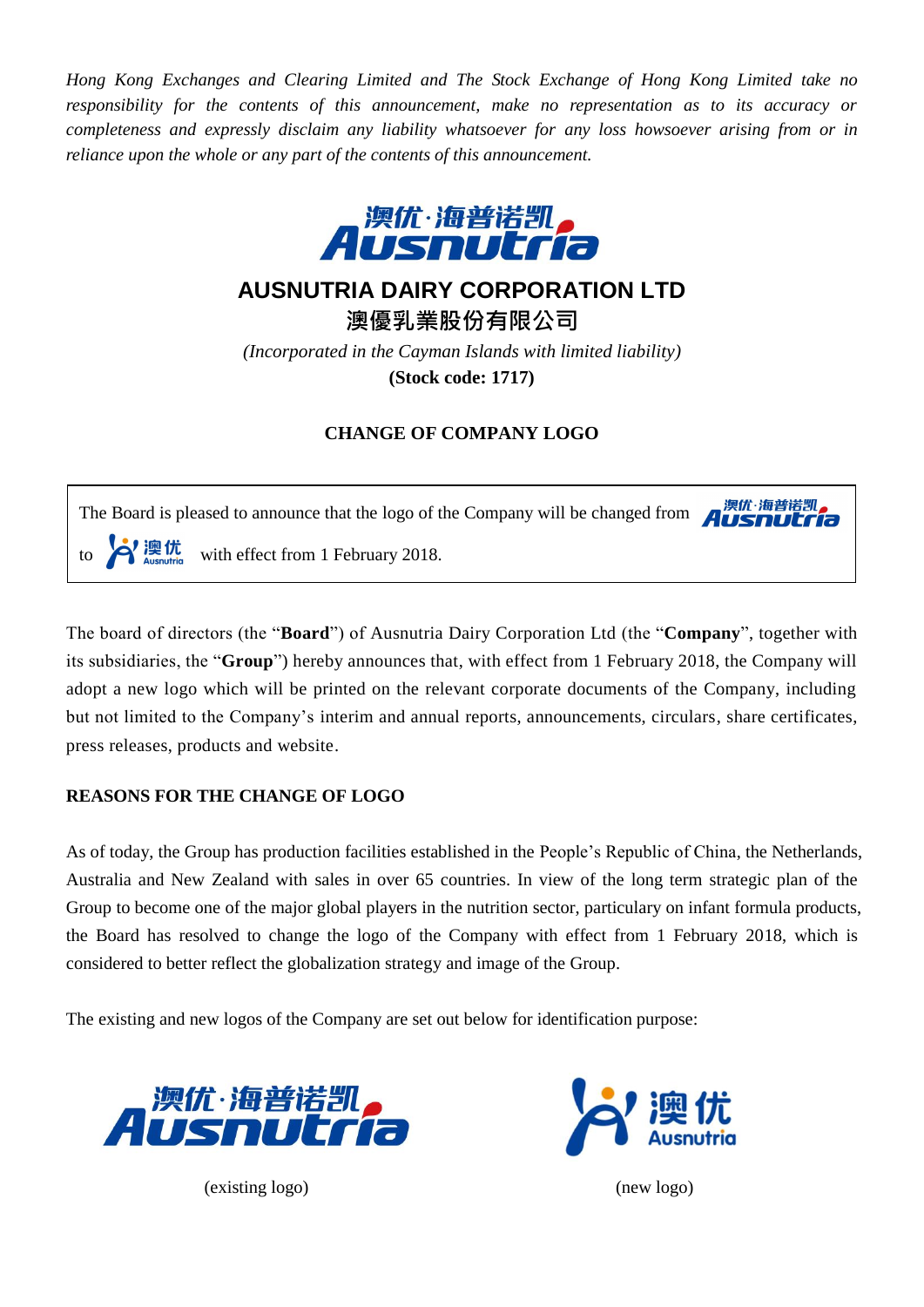*Hong Kong Exchanges and Clearing Limited and The Stock Exchange of Hong Kong Limited take no responsibility for the contents of this announcement, make no representation as to its accuracy or completeness and expressly disclaim any liability whatsoever for any loss howsoever arising from or in reliance upon the whole or any part of the contents of this announcement.*

# AUSNUTRIA DAIRY CORPORATION LTD
# 澳優乳業股份有限公司

*(Incorporated in the Cayman Islands with limited liability)*

**(Stock code: 1717)**

## CHANGE OF COMPANY LOGO

> The Board is pleased to announce that the logo of the Company will be changed from 澳优·海普诺凯 Ausnutria to 澳优 Ausnutria with effect from 1 February 2018.

The board of directors (the "**Board**") of Ausnutria Dairy Corporation Ltd (the "**Company**", together with its subsidiaries, the "**Group**") hereby announces that, with effect from 1 February 2018, the Company will adopt a new logo which will be printed on the relevant corporate documents of the Company, including but not limited to the Company's interim and annual reports, announcements, circulars, share certificates, press releases, products and website.

### REASONS FOR THE CHANGE OF LOGO

As of today, the Group has production facilities established in the People's Republic of China, the Netherlands, Australia and New Zealand with sales in over 65 countries. In view of the long term strategic plan of the Group to become one of the major global players in the nutrition sector, particulary on infant formula products, the Board has resolved to change the logo of the Company with effect from 1 February 2018, which is considered to better reflect the globalization strategy and image of the Group.

The existing and new logos of the Company are set out below for identification purpose:

澳优·海普诺凯 Ausnutria

(existing logo)

澳优 Ausnutria

(new logo)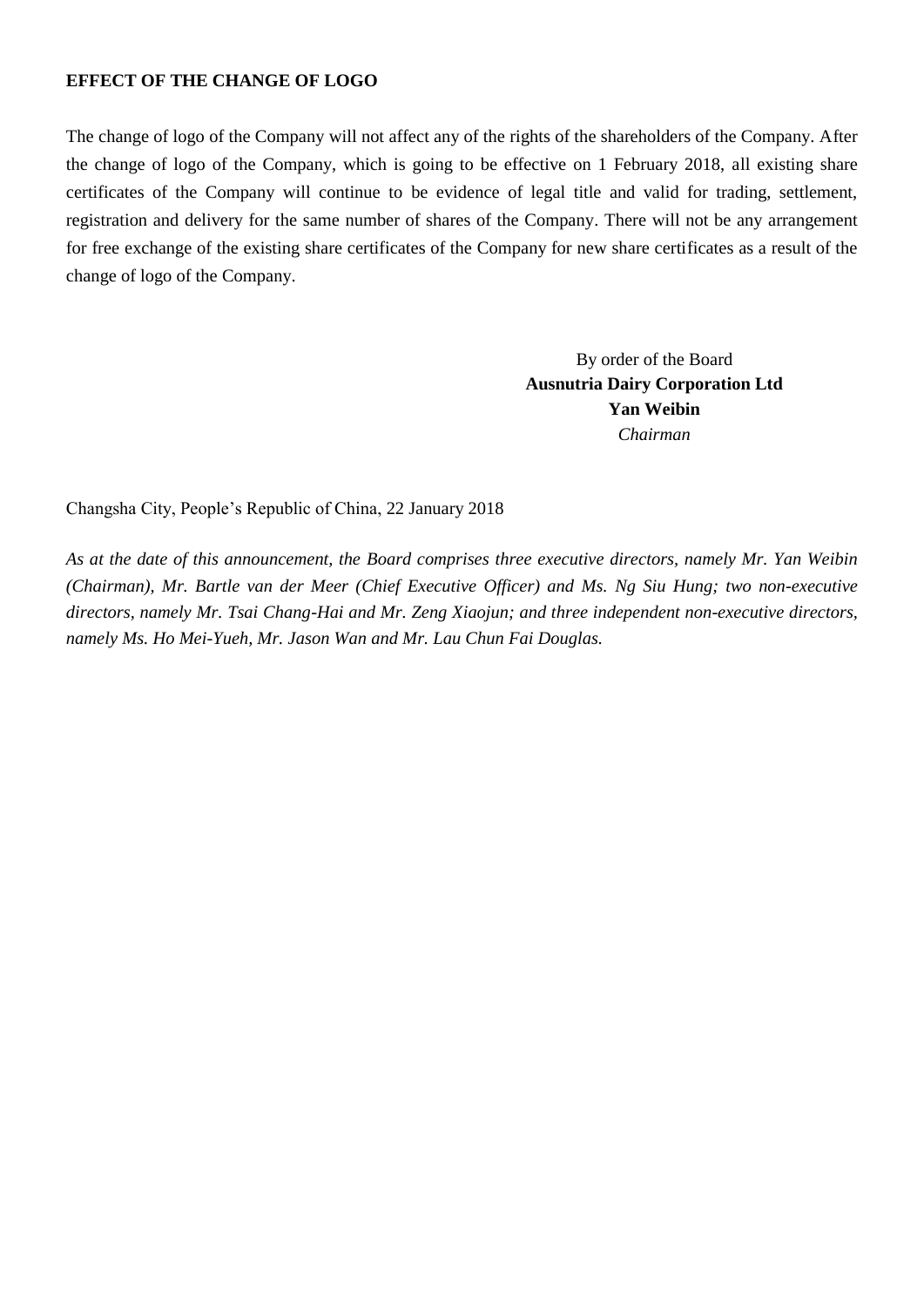**EFFECT OF THE CHANGE OF LOGO**

The change of logo of the Company will not affect any of the rights of the shareholders of the Company. After the change of logo of the Company, which is going to be effective on 1 February 2018, all existing share certificates of the Company will continue to be evidence of legal title and valid for trading, settlement, registration and delivery for the same number of shares of the Company. There will not be any arrangement for free exchange of the existing share certificates of the Company for new share certificates as a result of the change of logo of the Company.

By order of the Board
**Ausnutria Dairy Corporation Ltd**
**Yan Weibin**
*Chairman*

Changsha City, People's Republic of China, 22 January 2018

*As at the date of this announcement, the Board comprises three executive directors, namely Mr. Yan Weibin (Chairman), Mr. Bartle van der Meer (Chief Executive Officer) and Ms. Ng Siu Hung; two non-executive directors, namely Mr. Tsai Chang-Hai and Mr. Zeng Xiaojun; and three independent non-executive directors, namely Ms. Ho Mei-Yueh, Mr. Jason Wan and Mr. Lau Chun Fai Douglas.*